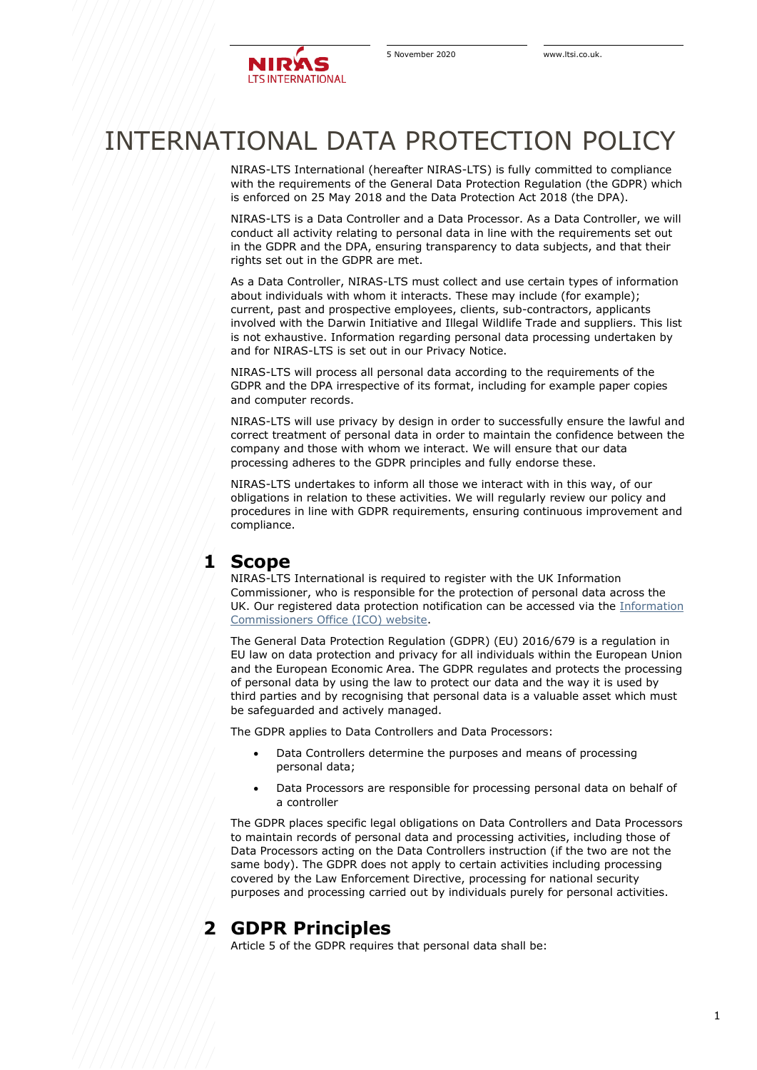# INTERNATIONAL DATA PROTECTION POLICY

NIRAS-LTS International (hereafter NIRAS-LTS) is fully committed to compliance with the requirements of the General Data Protection Regulation (the GDPR) which is enforced on 25 May 2018 and the Data Protection Act 2018 (the DPA).

NIRAS-LTS is a Data Controller and a Data Processor. As a Data Controller, we will conduct all activity relating to personal data in line with the requirements set out in the GDPR and the DPA, ensuring transparency to data subjects, and that their rights set out in the GDPR are met.

As a Data Controller, NIRAS-LTS must collect and use certain types of information about individuals with whom it interacts. These may include (for example); current, past and prospective employees, clients, sub-contractors, applicants involved with the Darwin Initiative and Illegal Wildlife Trade and suppliers. This list is not exhaustive. Information regarding personal data processing undertaken by and for NIRAS-LTS is set out in our Privacy Notice.

NIRAS-LTS will process all personal data according to the requirements of the GDPR and the DPA irrespective of its format, including for example paper copies and computer records.

NIRAS-LTS will use privacy by design in order to successfully ensure the lawful and correct treatment of personal data in order to maintain the confidence between the company and those with whom we interact. We will ensure that our data processing adheres to the GDPR principles and fully endorse these.

NIRAS-LTS undertakes to inform all those we interact with in this way, of our obligations in relation to these activities. We will regularly review our policy and procedures in line with GDPR requirements, ensuring continuous improvement and compliance.

## 1 Scope

NIRAS-LTS International is required to register with the UK Information Commissioner, who is responsible for the protection of personal data across the UK. Our registered data protection notification can be accessed via the Information Commissioners Office (ICO) website.

The General Data Protection Regulation (GDPR) (EU) 2016/679 is a regulation in EU law on data protection and privacy for all individuals within the European Union and the European Economic Area. The GDPR regulates and protects the processing of personal data by using the law to protect our data and the way it is used by third parties and by recognising that personal data is a valuable asset which must be safeguarded and actively managed.

The GDPR applies to Data Controllers and Data Processors:

- Data Controllers determine the purposes and means of processing personal data;
- Data Processors are responsible for processing personal data on behalf of a controller

The GDPR places specific legal obligations on Data Controllers and Data Processors to maintain records of personal data and processing activities, including those of Data Processors acting on the Data Controllers instruction (if the two are not the same body). The GDPR does not apply to certain activities including processing covered by the Law Enforcement Directive, processing for national security purposes and processing carried out by individuals purely for personal activities.

## 2 GDPR Principles

Article 5 of the GDPR requires that personal data shall be: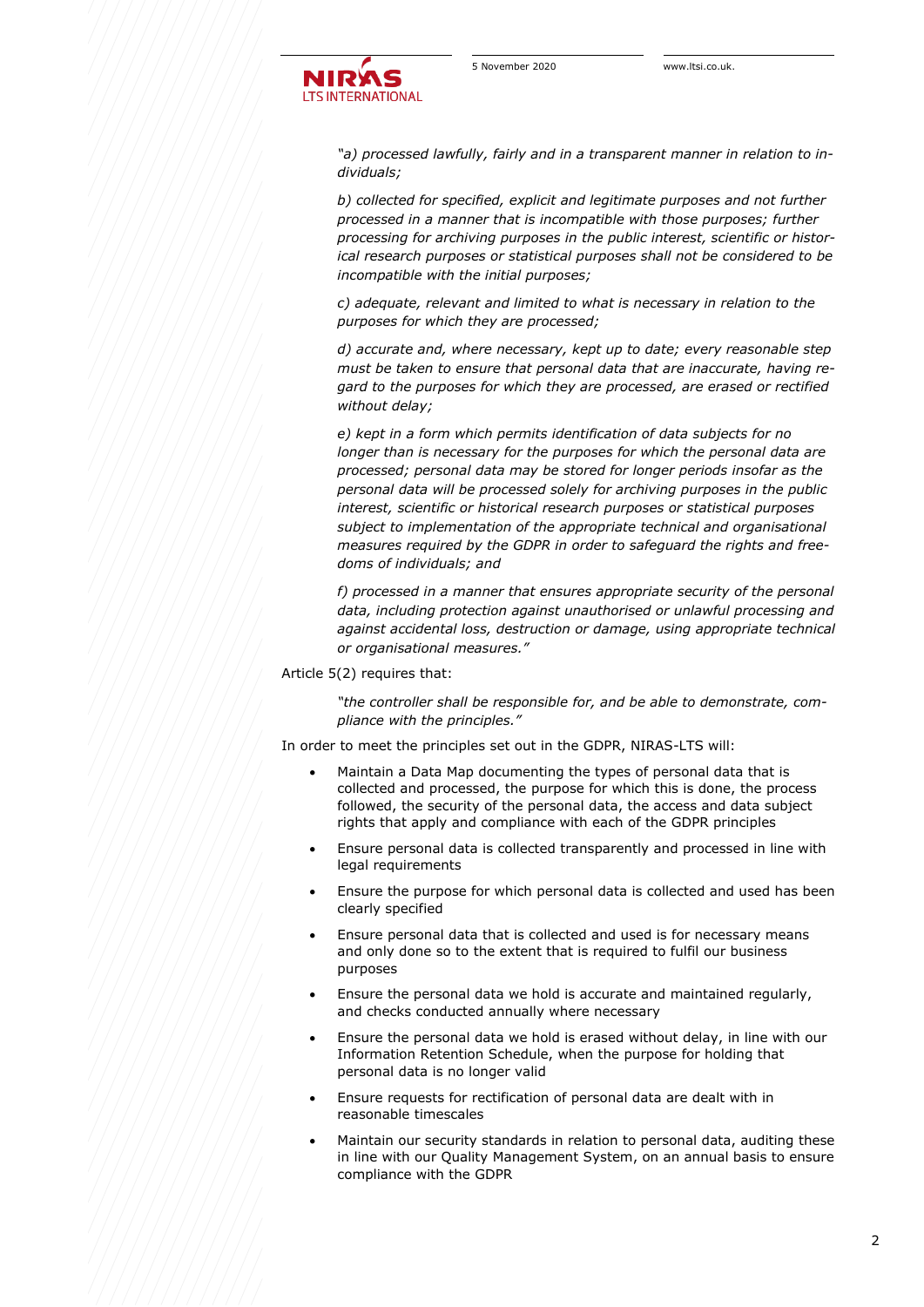*"a) processed lawfully, fairly and in a transparent manner in relation to individuals;*

*b) collected for specified, explicit and legitimate purposes and not further processed in a manner that is incompatible with those purposes; further processing for archiving purposes in the public interest, scientific or historical research purposes or statistical purposes shall not be considered to be incompatible with the initial purposes;*

*c) adequate, relevant and limited to what is necessary in relation to the purposes for which they are processed;*

*d) accurate and, where necessary, kept up to date; every reasonable step must be taken to ensure that personal data that are inaccurate, having regard to the purposes for which they are processed, are erased or rectified without delay;*

*e) kept in a form which permits identification of data subjects for no longer than is necessary for the purposes for which the personal data are processed; personal data may be stored for longer periods insofar as the personal data will be processed solely for archiving purposes in the public interest, scientific or historical research purposes or statistical purposes subject to implementation of the appropriate technical and organisational measures required by the GDPR in order to safeguard the rights and freedoms of individuals; and*

*f) processed in a manner that ensures appropriate security of the personal data, including protection against unauthorised or unlawful processing and against accidental loss, destruction or damage, using appropriate technical or organisational measures."*

Article 5(2) requires that:

*"the controller shall be responsible for, and be able to demonstrate, compliance with the principles."*

In order to meet the principles set out in the GDPR, NIRAS-LTS will:

- Maintain a Data Map documenting the types of personal data that is collected and processed, the purpose for which this is done, the process followed, the security of the personal data, the access and data subject rights that apply and compliance with each of the GDPR principles
- Ensure personal data is collected transparently and processed in line with legal requirements
- Ensure the purpose for which personal data is collected and used has been clearly specified
- Ensure personal data that is collected and used is for necessary means and only done so to the extent that is required to fulfil our business purposes
- Ensure the personal data we hold is accurate and maintained regularly, and checks conducted annually where necessary
- Ensure the personal data we hold is erased without delay, in line with our Information Retention Schedule, when the purpose for holding that personal data is no longer valid
- Ensure requests for rectification of personal data are dealt with in reasonable timescales
- Maintain our security standards in relation to personal data, auditing these in line with our Quality Management System, on an annual basis to ensure compliance with the GDPR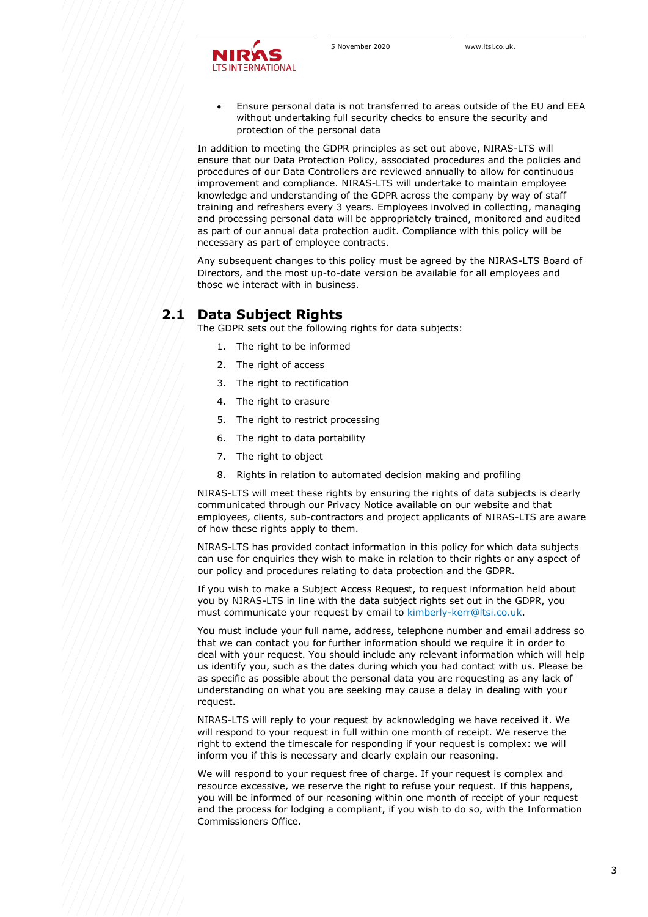- Ensure personal data is not transferred to areas outside of the EU and EEA without undertaking full security checks to ensure the security and protection of the personal data

In addition to meeting the GDPR principles as set out above, NIRAS-LTS will ensure that our Data Protection Policy, associated procedures and the policies and procedures of our Data Controllers are reviewed annually to allow for continuous improvement and compliance. NIRAS-LTS will undertake to maintain employee knowledge and understanding of the GDPR across the company by way of staff training and refreshers every 3 years. Employees involved in collecting, managing and processing personal data will be appropriately trained, monitored and audited as part of our annual data protection audit. Compliance with this policy will be necessary as part of employee contracts.

Any subsequent changes to this policy must be agreed by the NIRAS-LTS Board of Directors, and the most up-to-date version be available for all employees and those we interact with in business.

## 2.1 Data Subject Rights

The GDPR sets out the following rights for data subjects:

1. The right to be informed
2. The right of access
3. The right to rectification
4. The right to erasure
5. The right to restrict processing
6. The right to data portability
7. The right to object
8. Rights in relation to automated decision making and profiling

NIRAS-LTS will meet these rights by ensuring the rights of data subjects is clearly communicated through our Privacy Notice available on our website and that employees, clients, sub-contractors and project applicants of NIRAS-LTS are aware of how these rights apply to them.

NIRAS-LTS has provided contact information in this policy for which data subjects can use for enquiries they wish to make in relation to their rights or any aspect of our policy and procedures relating to data protection and the GDPR.

If you wish to make a Subject Access Request, to request information held about you by NIRAS-LTS in line with the data subject rights set out in the GDPR, you must communicate your request by email to kimberly-kerr@ltsi.co.uk.

You must include your full name, address, telephone number and email address so that we can contact you for further information should we require it in order to deal with your request. You should include any relevant information which will help us identify you, such as the dates during which you had contact with us. Please be as specific as possible about the personal data you are requesting as any lack of understanding on what you are seeking may cause a delay in dealing with your request.

NIRAS-LTS will reply to your request by acknowledging we have received it. We will respond to your request in full within one month of receipt. We reserve the right to extend the timescale for responding if your request is complex: we will inform you if this is necessary and clearly explain our reasoning.

We will respond to your request free of charge. If your request is complex and resource excessive, we reserve the right to refuse your request. If this happens, you will be informed of our reasoning within one month of receipt of your request and the process for lodging a compliant, if you wish to do so, with the Information Commissioners Office.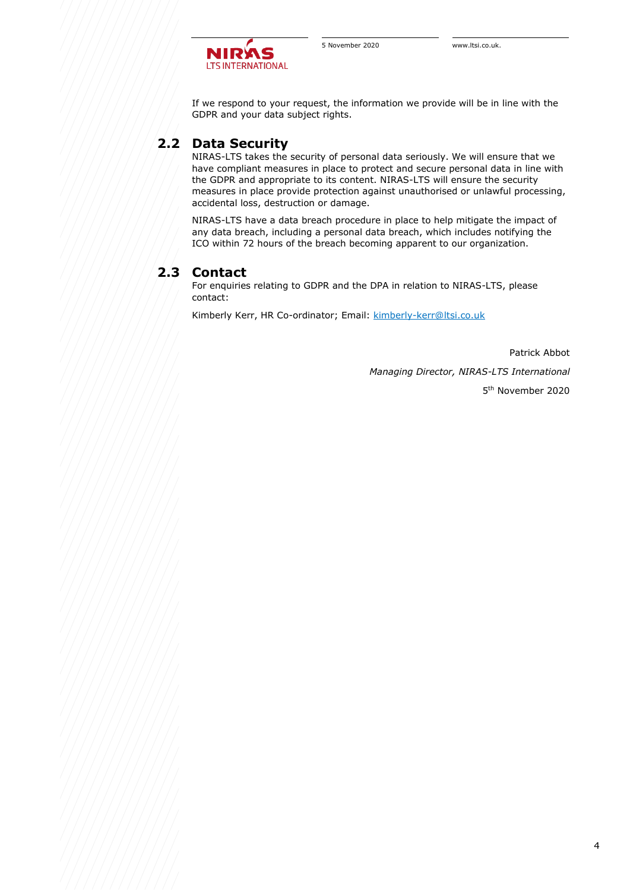If we respond to your request, the information we provide will be in line with the GDPR and your data subject rights.

## 2.2 Data Security

NIRAS-LTS takes the security of personal data seriously. We will ensure that we have compliant measures in place to protect and secure personal data in line with the GDPR and appropriate to its content. NIRAS-LTS will ensure the security measures in place provide protection against unauthorised or unlawful processing, accidental loss, destruction or damage.

NIRAS-LTS have a data breach procedure in place to help mitigate the impact of any data breach, including a personal data breach, which includes notifying the ICO within 72 hours of the breach becoming apparent to our organization.

## 2.3 Contact

For enquiries relating to GDPR and the DPA in relation to NIRAS-LTS, please contact:

Kimberly Kerr, HR Co-ordinator; Email: kimberly-kerr@ltsi.co.uk

Patrick Abbot

*Managing Director, NIRAS-LTS International*

5th November 2020